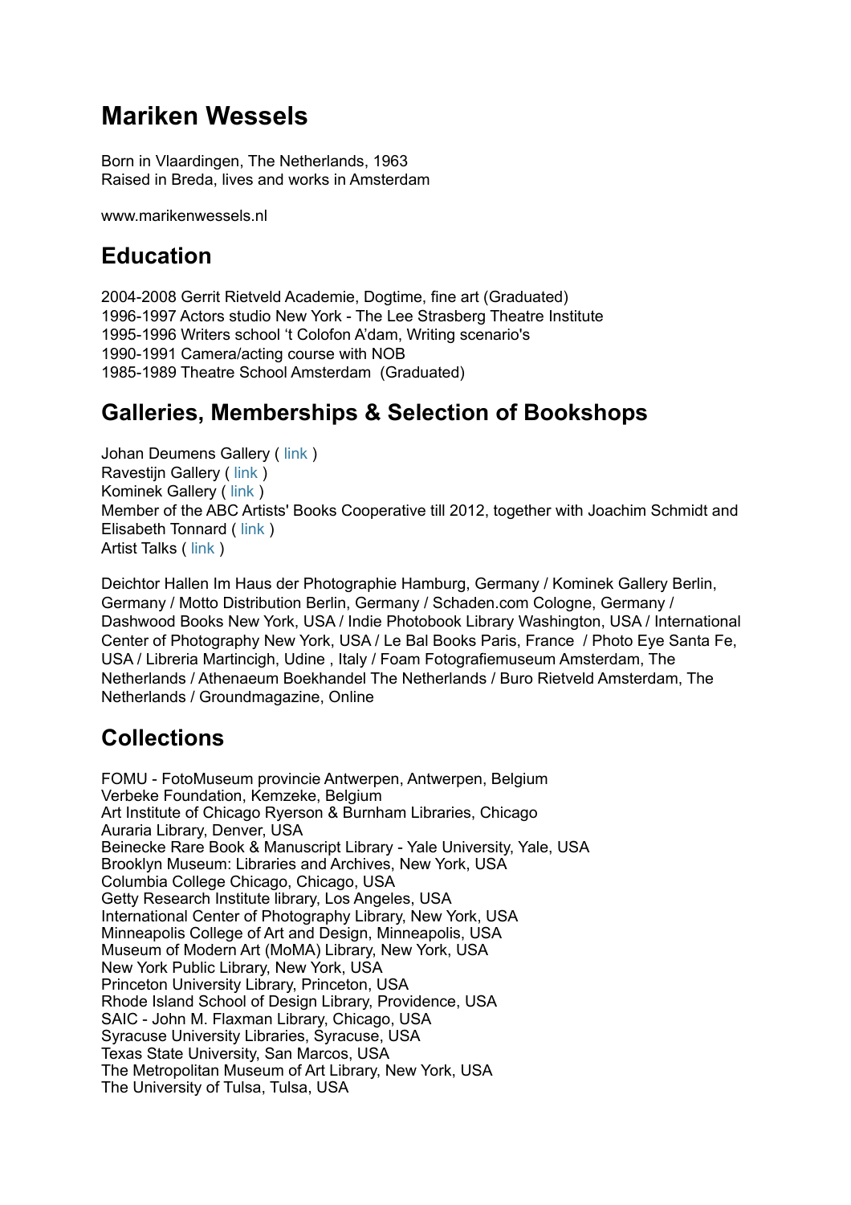# Mariken Wessels

Born in Vlaardingen, The Netherlands, 1963
Raised in Breda, lives and works in Amsterdam

www.marikenwessels.nl

## Education

2004-2008 Gerrit Rietveld Academie, Dogtime, fine art (Graduated)
1996-1997 Actors studio New York - The Lee Strasberg Theatre Institute
1995-1996 Writers school 't Colofon A'dam, Writing scenario's
1990-1991 Camera/acting course with NOB
1985-1989 Theatre School Amsterdam (Graduated)

## Galleries, Memberships & Selection of Bookshops

Johan Deumens Gallery ( link )
Ravestijn Gallery ( link )
Kominek Gallery ( link )
Member of the ABC Artists' Books Cooperative till 2012, together with Joachim Schmidt and Elisabeth Tonnard ( link )
Artist Talks ( link )

Deichtor Hallen Im Haus der Photographie Hamburg, Germany / Kominek Gallery Berlin, Germany / Motto Distribution Berlin, Germany / Schaden.com Cologne, Germany / Dashwood Books New York, USA / Indie Photobook Library Washington, USA / International Center of Photography New York, USA / Le Bal Books Paris, France / Photo Eye Santa Fe, USA / Libreria Martincigh, Udine , Italy / Foam Fotografiemuseum Amsterdam, The Netherlands / Athenaeum Boekhandel The Netherlands / Buro Rietveld Amsterdam, The Netherlands / Groundmagazine, Online

## Collections

FOMU - FotoMuseum provincie Antwerpen, Antwerpen, Belgium
Verbeke Foundation, Kemzeke, Belgium
Art Institute of Chicago Ryerson & Burnham Libraries, Chicago
Auraria Library, Denver, USA
Beinecke Rare Book & Manuscript Library - Yale University, Yale, USA
Brooklyn Museum: Libraries and Archives, New York, USA
Columbia College Chicago, Chicago, USA
Getty Research Institute library, Los Angeles, USA
International Center of Photography Library, New York, USA
Minneapolis College of Art and Design, Minneapolis, USA
Museum of Modern Art (MoMA) Library, New York, USA
New York Public Library, New York, USA
Princeton University Library, Princeton, USA
Rhode Island School of Design Library, Providence, USA
SAIC - John M. Flaxman Library, Chicago, USA
Syracuse University Libraries, Syracuse, USA
Texas State University, San Marcos, USA
The Metropolitan Museum of Art Library, New York, USA
The University of Tulsa, Tulsa, USA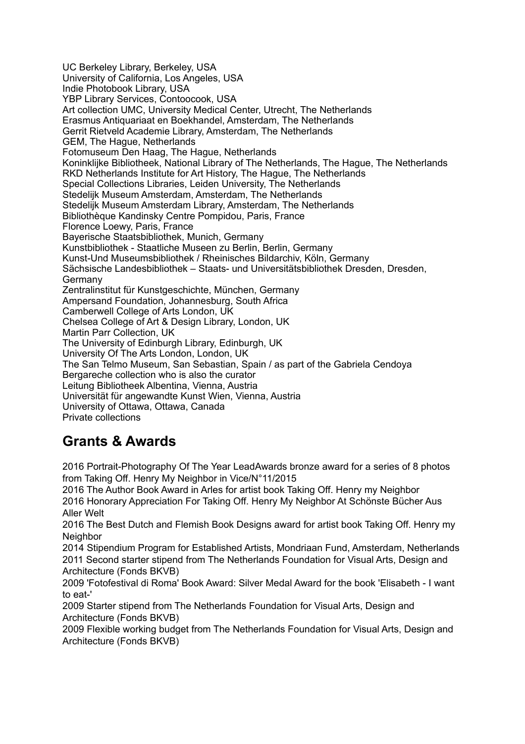UC Berkeley Library, Berkeley, USA
University of California, Los Angeles, USA
Indie Photobook Library, USA
YBP Library Services, Contoocook, USA
Art collection UMC, University Medical Center, Utrecht, The Netherlands
Erasmus Antiquariaat en Boekhandel, Amsterdam, The Netherlands
Gerrit Rietveld Academie Library, Amsterdam, The Netherlands
GEM, The Hague, Netherlands
Fotomuseum Den Haag, The Hague, Netherlands
Koninklijke Bibliotheek, National Library of The Netherlands, The Hague, The Netherlands
RKD Netherlands Institute for Art History, The Hague, The Netherlands
Special Collections Libraries, Leiden University, The Netherlands
Stedelijk Museum Amsterdam, Amsterdam, The Netherlands
Stedelijk Museum Amsterdam Library, Amsterdam, The Netherlands
Bibliothèque Kandinsky Centre Pompidou, Paris, France
Florence Loewy, Paris, France
Bayerische Staatsbibliothek, Munich, Germany
Kunstbibliothek - Staatliche Museen zu Berlin, Berlin, Germany
Kunst-Und Museumsbibliothek / Rheinisches Bildarchiv, Köln, Germany
Sächsische Landesbibliothek – Staats- und Universitätsbibliothek Dresden, Dresden, Germany
Zentralinstitut für Kunstgeschichte, München, Germany
Ampersand Foundation, Johannesburg, South Africa
Camberwell College of Arts London, UK
Chelsea College of Art & Design Library, London, UK
Martin Parr Collection, UK
The University of Edinburgh Library, Edinburgh, UK
University Of The Arts London, London, UK
The San Telmo Museum, San Sebastian, Spain / as part of the Gabriela Cendoya Bergareche collection who is also the curator
Leitung Bibliotheek Albentina, Vienna, Austria
Universität für angewandte Kunst Wien, Vienna, Austria
University of Ottawa, Ottawa, Canada
Private collections

## Grants & Awards

2016 Portrait-Photography Of The Year LeadAwards bronze award for a series of 8 photos from Taking Off. Henry My Neighbor in Vice/N°11/2015
2016 The Author Book Award in Arles for artist book Taking Off. Henry my Neighbor
2016 Honorary Appreciation For Taking Off. Henry My Neighbor At Schönste Bücher Aus Aller Welt
2016 The Best Dutch and Flemish Book Designs award for artist book Taking Off. Henry my Neighbor
2014 Stipendium Program for Established Artists, Mondriaan Fund, Amsterdam, Netherlands
2011 Second starter stipend from The Netherlands Foundation for Visual Arts, Design and Architecture (Fonds BKVB)
2009 'Fotofestival di Roma' Book Award: Silver Medal Award for the book 'Elisabeth - I want to eat-'
2009 Starter stipend from The Netherlands Foundation for Visual Arts, Design and Architecture (Fonds BKVB)
2009 Flexible working budget from The Netherlands Foundation for Visual Arts, Design and Architecture (Fonds BKVB)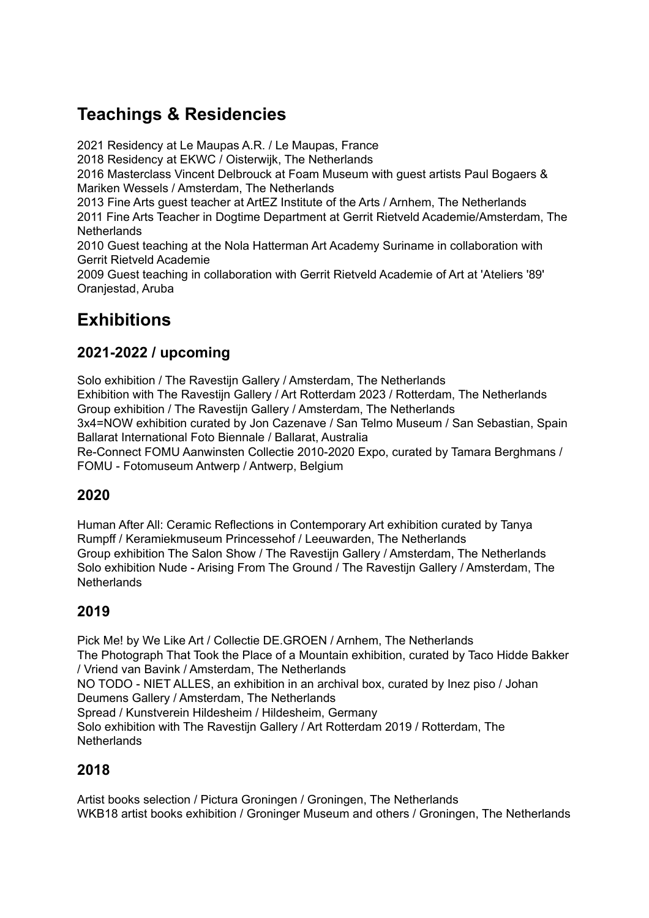## Teachings & Residencies

2021 Residency at Le Maupas A.R. / Le Maupas, France
2018 Residency at EKWC / Oisterwijk, The Netherlands
2016 Masterclass Vincent Delbrouck at Foam Museum with guest artists Paul Bogaers & Mariken Wessels / Amsterdam, The Netherlands
2013 Fine Arts guest teacher at ArtEZ Institute of the Arts / Arnhem, The Netherlands
2011 Fine Arts Teacher in Dogtime Department at Gerrit Rietveld Academie/Amsterdam, The Netherlands
2010 Guest teaching at the Nola Hatterman Art Academy Suriname in collaboration with Gerrit Rietveld Academie
2009 Guest teaching in collaboration with Gerrit Rietveld Academie of Art at 'Ateliers '89' Oranjestad, Aruba

## Exhibitions

### 2021-2022 / upcoming

Solo exhibition / The Ravestijn Gallery / Amsterdam, The Netherlands
Exhibition with The Ravestijn Gallery / Art Rotterdam 2023 / Rotterdam, The Netherlands
Group exhibition / The Ravestijn Gallery / Amsterdam, The Netherlands
3x4=NOW exhibition curated by Jon Cazenave / San Telmo Museum / San Sebastian, Spain
Ballarat International Foto Biennale / Ballarat, Australia
Re-Connect FOMU Aanwinsten Collectie 2010-2020 Expo, curated by Tamara Berghmans / FOMU - Fotomuseum Antwerp / Antwerp, Belgium

### 2020

Human After All: Ceramic Reflections in Contemporary Art exhibition curated by Tanya Rumpff / Keramiekmuseum Princessehof / Leeuwarden, The Netherlands
Group exhibition The Salon Show / The Ravestijn Gallery / Amsterdam, The Netherlands
Solo exhibition Nude - Arising From The Ground / The Ravestijn Gallery / Amsterdam, The Netherlands

### 2019

Pick Me! by We Like Art / Collectie DE.GROEN / Arnhem, The Netherlands
The Photograph That Took the Place of a Mountain exhibition, curated by Taco Hidde Bakker / Vriend van Bavink / Amsterdam, The Netherlands
NO TODO - NIET ALLES, an exhibition in an archival box, curated by Inez piso / Johan Deumens Gallery / Amsterdam, The Netherlands
Spread / Kunstverein Hildesheim / Hildesheim, Germany
Solo exhibition with The Ravestijn Gallery / Art Rotterdam 2019 / Rotterdam, The Netherlands

### 2018

Artist books selection / Pictura Groningen / Groningen, The Netherlands
WKB18 artist books exhibition / Groninger Museum and others / Groningen, The Netherlands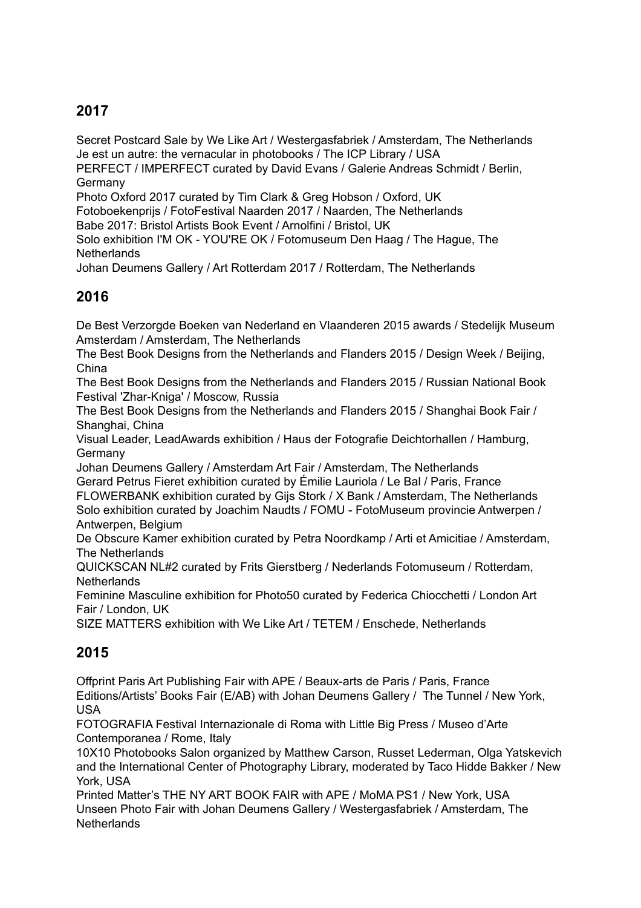## 2017

Secret Postcard Sale by We Like Art / Westergasfabriek / Amsterdam, The Netherlands
Je est un autre: the vernacular in photobooks / The ICP Library / USA
PERFECT / IMPERFECT curated by David Evans / Galerie Andreas Schmidt / Berlin, Germany
Photo Oxford 2017 curated by Tim Clark & Greg Hobson / Oxford, UK
Fotoboekenprijs / FotoFestival Naarden 2017 / Naarden, The Netherlands
Babe 2017: Bristol Artists Book Event / Arnolfini / Bristol, UK
Solo exhibition I'M OK - YOU'RE OK / Fotomuseum Den Haag / The Hague, The Netherlands
Johan Deumens Gallery / Art Rotterdam 2017 / Rotterdam, The Netherlands

## 2016

De Best Verzorgde Boeken van Nederland en Vlaanderen 2015 awards / Stedelijk Museum Amsterdam / Amsterdam, The Netherlands
The Best Book Designs from the Netherlands and Flanders 2015 / Design Week / Beijing, China
The Best Book Designs from the Netherlands and Flanders 2015 / Russian National Book Festival 'Zhar-Kniga' / Moscow, Russia
The Best Book Designs from the Netherlands and Flanders 2015 / Shanghai Book Fair / Shanghai, China
Visual Leader, LeadAwards exhibition / Haus der Fotografie Deichtorhallen / Hamburg, Germany
Johan Deumens Gallery / Amsterdam Art Fair / Amsterdam, The Netherlands
Gerard Petrus Fieret exhibition curated by Émilie Lauriola / Le Bal / Paris, France
FLOWERBANK exhibition curated by Gijs Stork / X Bank / Amsterdam, The Netherlands
Solo exhibition curated by Joachim Naudts / FOMU - FotoMuseum provincie Antwerpen / Antwerpen, Belgium
De Obscure Kamer exhibition curated by Petra Noordkamp / Arti et Amicitiae / Amsterdam, The Netherlands
QUICKSCAN NL#2 curated by Frits Gierstberg / Nederlands Fotomuseum / Rotterdam, Netherlands
Feminine Masculine exhibition for Photo50 curated by Federica Chiocchetti / London Art Fair / London, UK
SIZE MATTERS exhibition with We Like Art / TETEM / Enschede, Netherlands

## 2015

Offprint Paris Art Publishing Fair with APE / Beaux-arts de Paris / Paris, France
Editions/Artists' Books Fair (E/AB) with Johan Deumens Gallery / The Tunnel / New York, USA
FOTOGRAFIA Festival Internazionale di Roma with Little Big Press / Museo d'Arte Contemporanea / Rome, Italy
10X10 Photobooks Salon organized by Matthew Carson, Russet Lederman, Olga Yatskevich and the International Center of Photography Library, moderated by Taco Hidde Bakker / New York, USA
Printed Matter's THE NY ART BOOK FAIR with APE / MoMA PS1 / New York, USA
Unseen Photo Fair with Johan Deumens Gallery / Westergasfabriek / Amsterdam, The Netherlands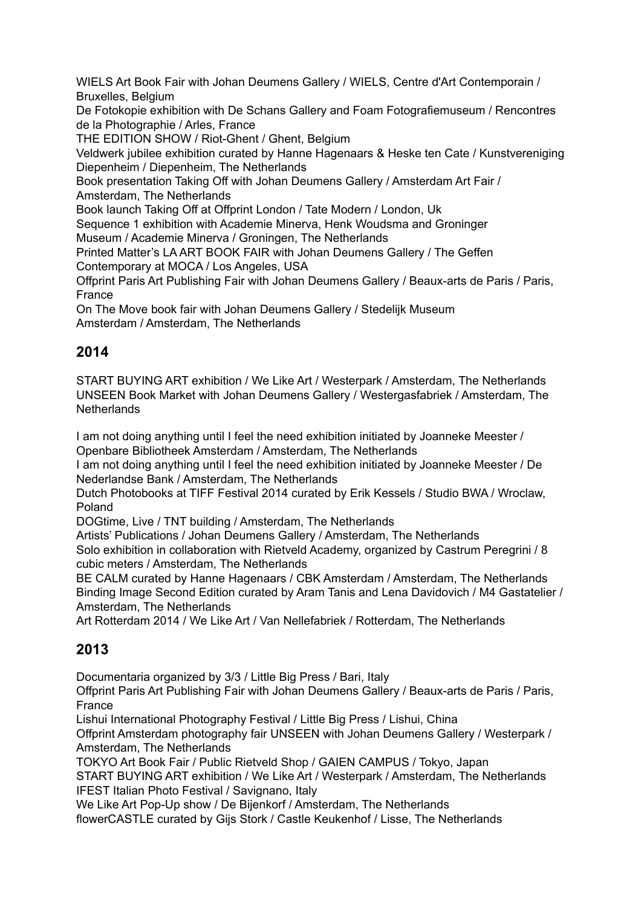WIELS Art Book Fair with Johan Deumens Gallery / WIELS, Centre d'Art Contemporain / Bruxelles, Belgium

De Fotokopie exhibition with De Schans Gallery and Foam Fotografiemuseum / Rencontres de la Photographie / Arles, France

THE EDITION SHOW / Riot-Ghent / Ghent, Belgium

Veldwerk jubilee exhibition curated by Hanne Hagenaars & Heske ten Cate / Kunstvereniging Diepenheim / Diepenheim, The Netherlands

Book presentation Taking Off with Johan Deumens Gallery / Amsterdam Art Fair / Amsterdam, The Netherlands

Book launch Taking Off at Offprint London / Tate Modern / London, Uk

Sequence 1 exhibition with Academie Minerva, Henk Woudsma and Groninger Museum / Academie Minerva / Groningen, The Netherlands

Printed Matter's LA ART BOOK FAIR with Johan Deumens Gallery / The Geffen Contemporary at MOCA / Los Angeles, USA

Offprint Paris Art Publishing Fair with Johan Deumens Gallery / Beaux-arts de Paris / Paris, France

On The Move book fair with Johan Deumens Gallery / Stedelijk Museum Amsterdam / Amsterdam, The Netherlands

## 2014

START BUYING ART exhibition / We Like Art / Westerpark / Amsterdam, The Netherlands

UNSEEN Book Market with Johan Deumens Gallery / Westergasfabriek / Amsterdam, The Netherlands

I am not doing anything until I feel the need exhibition initiated by Joanneke Meester / Openbare Bibliotheek Amsterdam / Amsterdam, The Netherlands

I am not doing anything until I feel the need exhibition initiated by Joanneke Meester / De Nederlandse Bank / Amsterdam, The Netherlands

Dutch Photobooks at TIFF Festival 2014 curated by Erik Kessels / Studio BWA / Wroclaw, Poland

DOGtime, Live / TNT building / Amsterdam, The Netherlands

Artists' Publications / Johan Deumens Gallery / Amsterdam, The Netherlands

Solo exhibition in collaboration with Rietveld Academy, organized by Castrum Peregrini / 8 cubic meters / Amsterdam, The Netherlands

BE CALM curated by Hanne Hagenaars / CBK Amsterdam / Amsterdam, The Netherlands

Binding Image Second Edition curated by Aram Tanis and Lena Davidovich / M4 Gastatelier / Amsterdam, The Netherlands

Art Rotterdam 2014 / We Like Art / Van Nellefabriek / Rotterdam, The Netherlands

## 2013

Documentaria organized by 3/3 / Little Big Press / Bari, Italy

Offprint Paris Art Publishing Fair with Johan Deumens Gallery / Beaux-arts de Paris / Paris, France

Lishui International Photography Festival / Little Big Press / Lishui, China

Offprint Amsterdam photography fair UNSEEN with Johan Deumens Gallery / Westerpark / Amsterdam, The Netherlands

TOKYO Art Book Fair / Public Rietveld Shop / GAIEN CAMPUS / Tokyo, Japan

START BUYING ART exhibition / We Like Art / Westerpark / Amsterdam, The Netherlands

IFEST Italian Photo Festival / Savignano, Italy

We Like Art Pop-Up show / De Bijenkorf / Amsterdam, The Netherlands

flowerCASTLE curated by Gijs Stork / Castle Keukenhof / Lisse, The Netherlands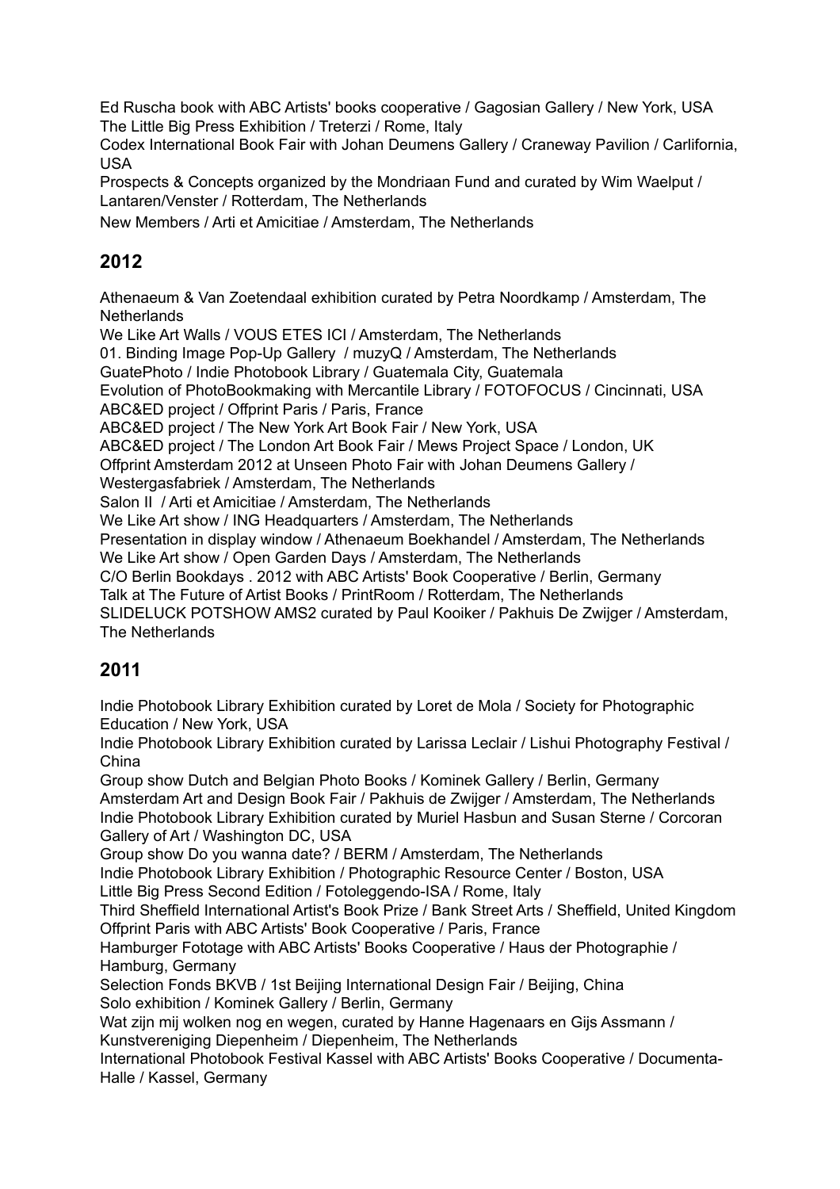Ed Ruscha book with ABC Artists' books cooperative / Gagosian Gallery / New York, USA
The Little Big Press Exhibition / Treterzi / Rome, Italy
Codex International Book Fair with Johan Deumens Gallery / Craneway Pavilion / Carlifornia, USA
Prospects & Concepts organized by the Mondriaan Fund and curated by Wim Waelput / Lantaren/Venster / Rotterdam, The Netherlands
New Members / Arti et Amicitiae / Amsterdam, The Netherlands

## 2012

Athenaeum & Van Zoetendaal exhibition curated by Petra Noordkamp / Amsterdam, The Netherlands
We Like Art Walls / VOUS ETES ICI / Amsterdam, The Netherlands
01. Binding Image Pop-Up Gallery / muzyQ / Amsterdam, The Netherlands
GuatePhoto / Indie Photobook Library / Guatemala City, Guatemala
Evolution of PhotoBookmaking with Mercantile Library / FOTOFOCUS / Cincinnati, USA
ABC&ED project / Offprint Paris / Paris, France
ABC&ED project / The New York Art Book Fair / New York, USA
ABC&ED project / The London Art Book Fair / Mews Project Space / London, UK
Offprint Amsterdam 2012 at Unseen Photo Fair with Johan Deumens Gallery / Westergasfabriek / Amsterdam, The Netherlands
Salon II / Arti et Amicitiae / Amsterdam, The Netherlands
We Like Art show / ING Headquarters / Amsterdam, The Netherlands
Presentation in display window / Athenaeum Boekhandel / Amsterdam, The Netherlands
We Like Art show / Open Garden Days / Amsterdam, The Netherlands
C/O Berlin Bookdays . 2012 with ABC Artists' Book Cooperative / Berlin, Germany
Talk at The Future of Artist Books / PrintRoom / Rotterdam, The Netherlands
SLIDELUCK POTSHOW AMS2 curated by Paul Kooiker / Pakhuis De Zwijger / Amsterdam, The Netherlands

## 2011

Indie Photobook Library Exhibition curated by Loret de Mola / Society for Photographic Education / New York, USA
Indie Photobook Library Exhibition curated by Larissa Leclair / Lishui Photography Festival / China
Group show Dutch and Belgian Photo Books / Kominek Gallery / Berlin, Germany
Amsterdam Art and Design Book Fair / Pakhuis de Zwijger / Amsterdam, The Netherlands
Indie Photobook Library Exhibition curated by Muriel Hasbun and Susan Sterne / Corcoran Gallery of Art / Washington DC, USA
Group show Do you wanna date? / BERM / Amsterdam, The Netherlands
Indie Photobook Library Exhibition / Photographic Resource Center / Boston, USA
Little Big Press Second Edition / Fotoleggendo-ISA / Rome, Italy
Third Sheffield International Artist's Book Prize / Bank Street Arts / Sheffield, United Kingdom
Offprint Paris with ABC Artists' Book Cooperative / Paris, France
Hamburger Fototage with ABC Artists' Books Cooperative / Haus der Photographie / Hamburg, Germany
Selection Fonds BKVB / 1st Beijing International Design Fair / Beijing, China
Solo exhibition / Kominek Gallery / Berlin, Germany
Wat zijn mij wolken nog en wegen, curated by Hanne Hagenaars en Gijs Assmann / Kunstvereniging Diepenheim / Diepenheim, The Netherlands
International Photobook Festival Kassel with ABC Artists' Books Cooperative / Documenta-Halle / Kassel, Germany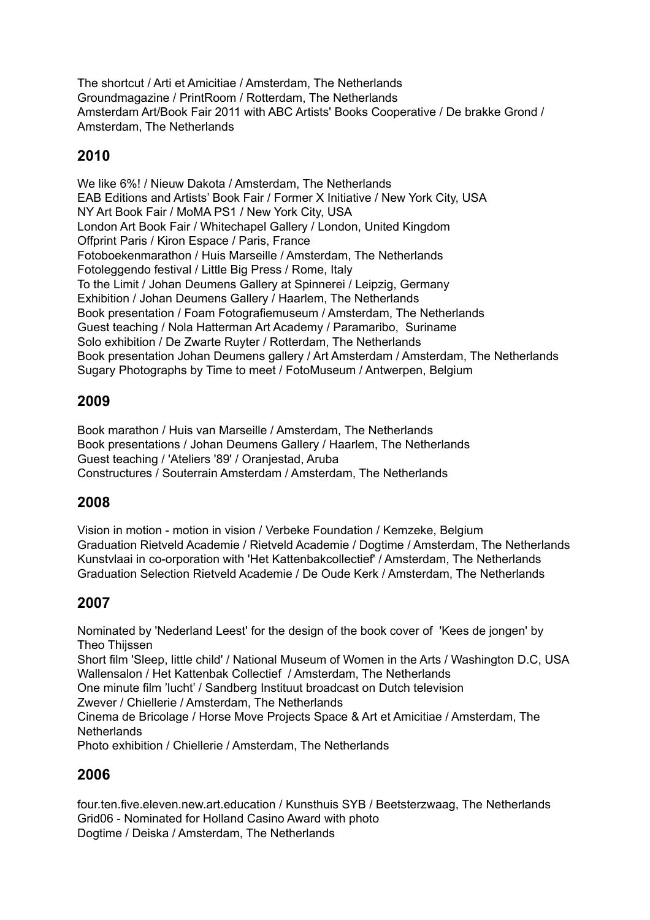The shortcut / Arti et Amicitiae / Amsterdam, The Netherlands
Groundmagazine / PrintRoom / Rotterdam, The Netherlands
Amsterdam Art/Book Fair 2011 with ABC Artists' Books Cooperative / De brakke Grond / Amsterdam, The Netherlands

## 2010

We like 6%! / Nieuw Dakota / Amsterdam, The Netherlands
EAB Editions and Artists' Book Fair / Former X Initiative / New York City, USA
NY Art Book Fair / MoMA PS1 / New York City, USA
London Art Book Fair / Whitechapel Gallery / London, United Kingdom
Offprint Paris / Kiron Espace / Paris, France
Fotoboekenmarathon / Huis Marseille / Amsterdam, The Netherlands
Fotoleggendo festival / Little Big Press / Rome, Italy
To the Limit / Johan Deumens Gallery at Spinnerei / Leipzig, Germany
Exhibition / Johan Deumens Gallery / Haarlem, The Netherlands
Book presentation / Foam Fotografiemuseum / Amsterdam, The Netherlands
Guest teaching / Nola Hatterman Art Academy / Paramaribo, Suriname
Solo exhibition / De Zwarte Ruyter / Rotterdam, The Netherlands
Book presentation Johan Deumens gallery / Art Amsterdam / Amsterdam, The Netherlands
Sugary Photographs by Time to meet / FotoMuseum / Antwerpen, Belgium

## 2009

Book marathon / Huis van Marseille / Amsterdam, The Netherlands
Book presentations / Johan Deumens Gallery / Haarlem, The Netherlands
Guest teaching / 'Ateliers '89' / Oranjestad, Aruba
Constructures / Souterrain Amsterdam / Amsterdam, The Netherlands

## 2008

Vision in motion - motion in vision / Verbeke Foundation / Kemzeke, Belgium
Graduation Rietveld Academie / Rietveld Academie / Dogtime / Amsterdam, The Netherlands
Kunstvlaai in co-orporation with 'Het Kattenbakcollectief' / Amsterdam, The Netherlands
Graduation Selection Rietveld Academie / De Oude Kerk / Amsterdam, The Netherlands

## 2007

Nominated by 'Nederland Leest' for the design of the book cover of 'Kees de jongen' by Theo Thijssen
Short film 'Sleep, little child' / National Museum of Women in the Arts / Washington D.C, USA
Wallensalon / Het Kattenbak Collectief / Amsterdam, The Netherlands
One minute film 'lucht' / Sandberg Instituut broadcast on Dutch television
Zwever / Chiellerie / Amsterdam, The Netherlands
Cinema de Bricolage / Horse Move Projects Space & Art et Amicitiae / Amsterdam, The Netherlands
Photo exhibition / Chiellerie / Amsterdam, The Netherlands

## 2006

four.ten.five.eleven.new.art.education / Kunsthuis SYB / Beetsterzwaag, The Netherlands
Grid06 - Nominated for Holland Casino Award with photo
Dogtime / Deiska / Amsterdam, The Netherlands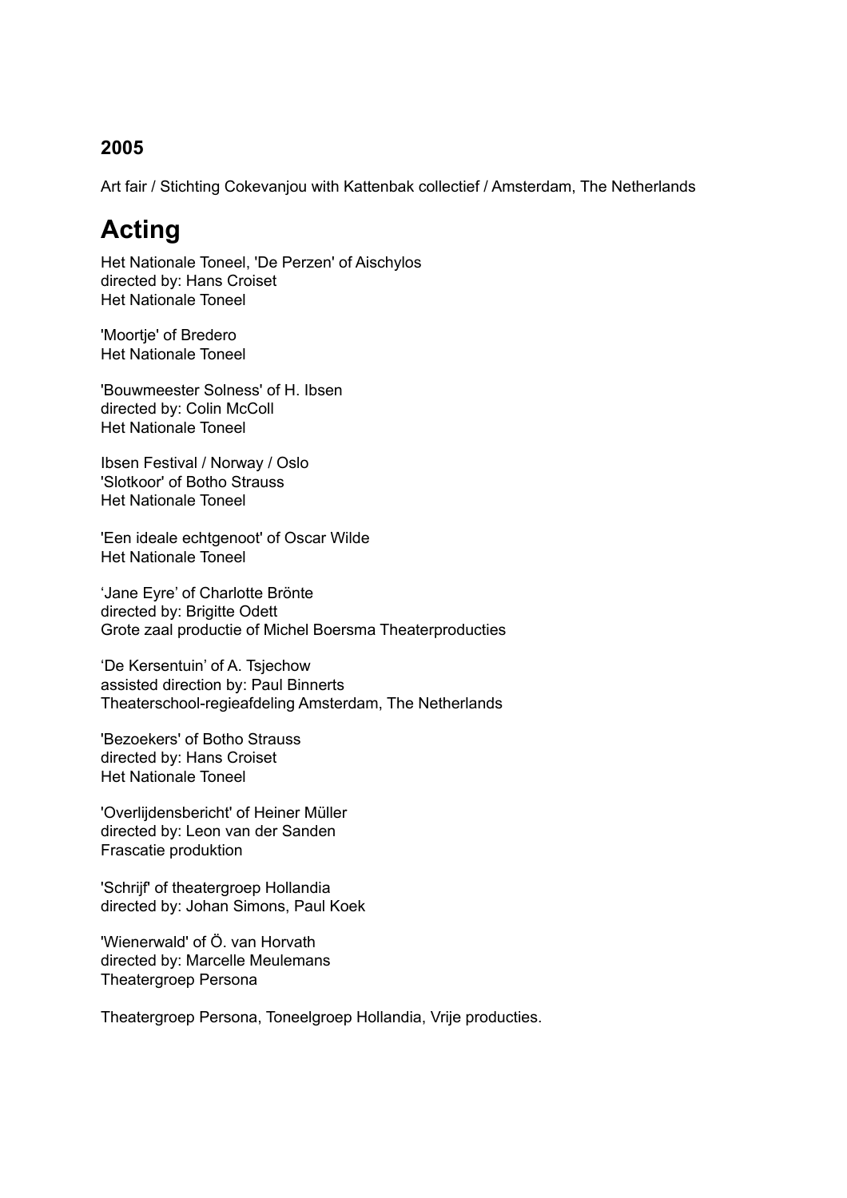### 2005

Art fair / Stichting Cokevanjou with Kattenbak collectief / Amsterdam, The Netherlands

## Acting

Het Nationale Toneel, 'De Perzen' of Aischylos
directed by: Hans Croiset
Het Nationale Toneel

'Moortje' of Bredero
Het Nationale Toneel

'Bouwmeester Solness' of H. Ibsen
directed by: Colin McColl
Het Nationale Toneel

Ibsen Festival / Norway / Oslo
'Slotkoor' of Botho Strauss
Het Nationale Toneel

'Een ideale echtgenoot' of Oscar Wilde
Het Nationale Toneel

'Jane Eyre' of Charlotte Brönte
directed by: Brigitte Odett
Grote zaal productie of Michel Boersma Theaterproducties

'De Kersentuin' of A. Tsjechow
assisted direction by: Paul Binnerts
Theaterschool-regieafdeling Amsterdam, The Netherlands

'Bezoekers' of Botho Strauss
directed by: Hans Croiset
Het Nationale Toneel

'Overlijdensbericht' of Heiner Müller
directed by: Leon van der Sanden
Frascatie produktion

'Schrijf' of theatergroep Hollandia
directed by: Johan Simons, Paul Koek

'Wienerwald' of Ö. van Horvath
directed by: Marcelle Meulemans
Theatergroep Persona

Theatergroep Persona, Toneelgroep Hollandia, Vrije producties.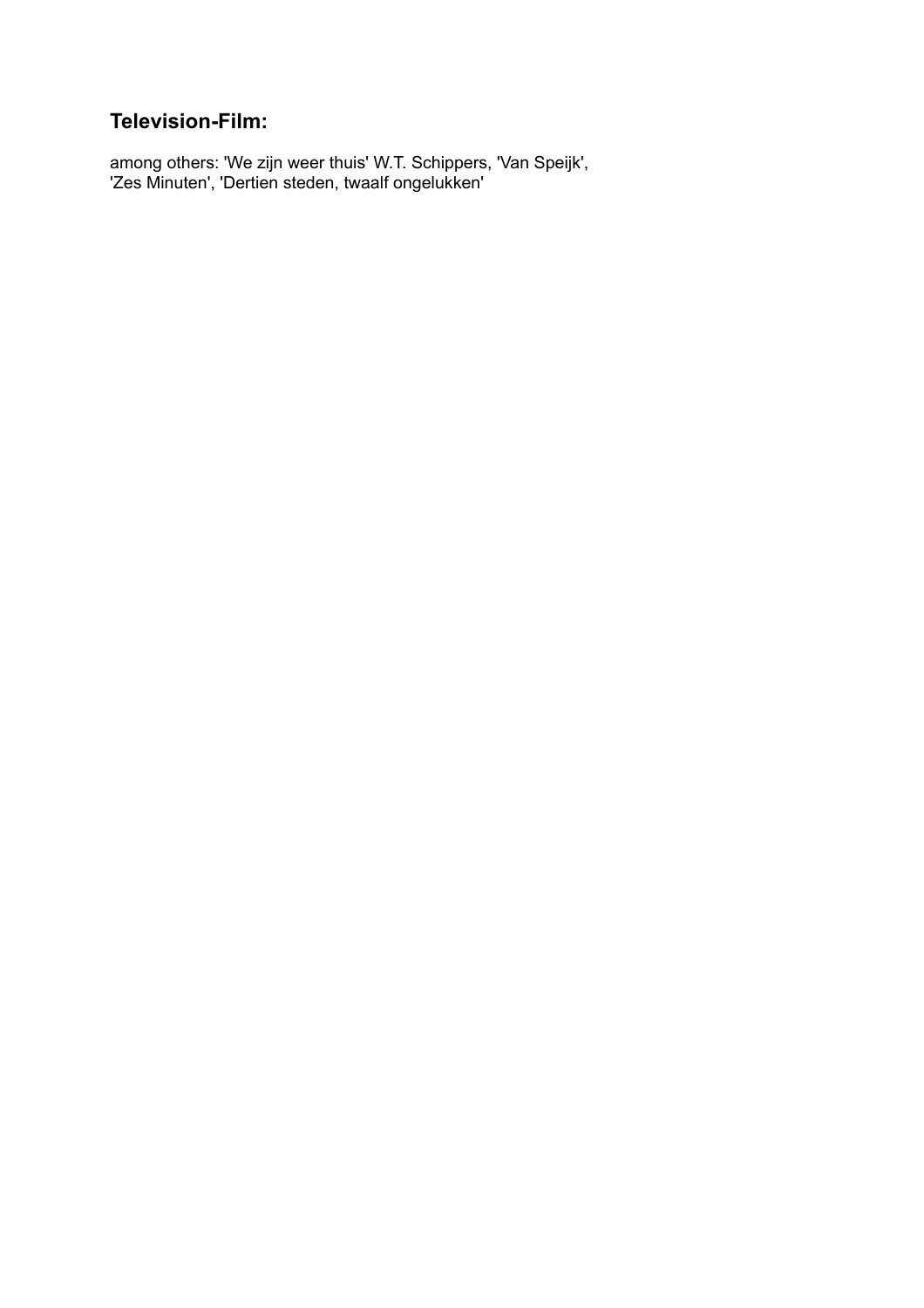### Television-Film:

among others: 'We zijn weer thuis' W.T. Schippers, 'Van Speijk', 'Zes Minuten', 'Dertien steden, twaalf ongelukken'